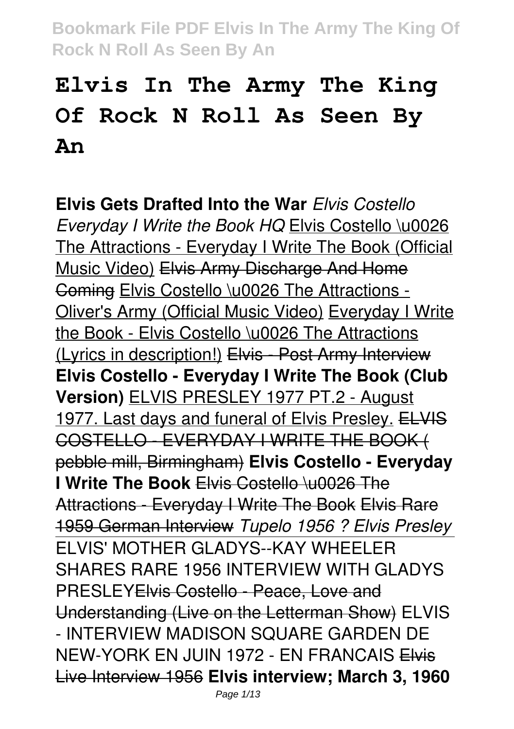# Elvis In The Army The King Of Rock N Roll As Seen By An

**Elvis Gets Drafted Into the War** *Elvis Costello Everyday I Write the Book HQ* Elvis Costello \u0026 The Attractions - Everyday I Write The Book (Official Music Video) Elvis Army Discharge And Home Coming Elvis Costello \u0026 The Attractions - Oliver's Army (Official Music Video) Everyday I Write the Book - Elvis Costello \u0026 The Attractions (Lyrics in description!) Elvis - Post Army Interview **Elvis Costello - Everyday I Write The Book (Club Version)** ELVIS PRESLEY 1977 PT.2 - August 1977. Last days and funeral of Elvis Presley. ELVIS COSTELLO - EVERYDAY I WRITE THE BOOK ( pebble mill, Birmingham) **Elvis Costello - Everyday I Write The Book** Elvis Costello \u0026 The Attractions - Everyday I Write The Book Elvis Rare 1959 German Interview *Tupelo 1956 ? Elvis Presley* ELVIS' MOTHER GLADYS--KAY WHEELER SHARES RARE 1956 INTERVIEW WITH GLADYS PRESLEYElvis Costello - Peace, Love and Understanding (Live on the Letterman Show) ELVIS - INTERVIEW MADISON SQUARE GARDEN DE NEW-YORK EN JUIN 1972 - EN FRANCAIS Elvis Live Interview 1956 **Elvis interview; March 3, 1960**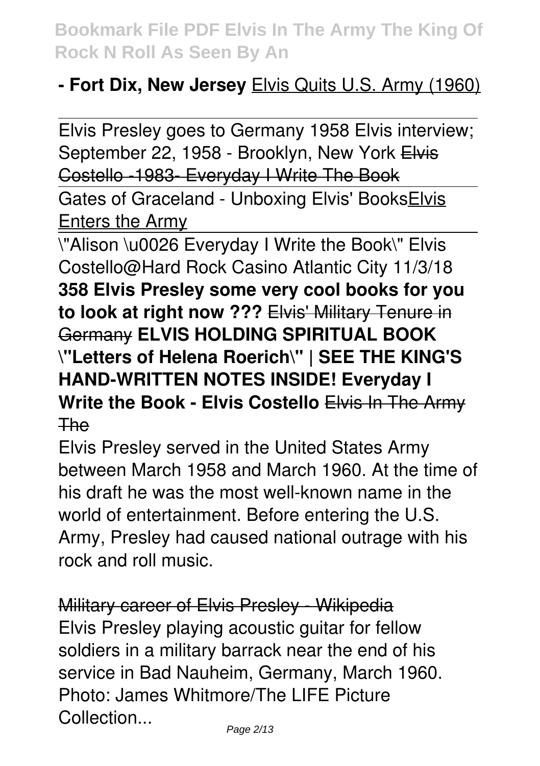**- Fort Dix, New Jersey** Elvis Quits U.S. Army (1960)

Elvis Presley goes to Germany 1958 Elvis interview; September 22, 1958 - Brooklyn, New York ~~Elvis Costello -1983- Everyday I Write The Book~~

Gates of Graceland - Unboxing Elvis' BooksElvis Enters the Army

\"Alison \u0026 Everyday I Write the Book\" Elvis Costello@Hard Rock Casino Atlantic City 11/3/18 **358 Elvis Presley some very cool books for you to look at right now ???** ~~Elvis' Military Tenure in Germany~~ **ELVIS HOLDING SPIRITUAL BOOK \"Letters of Helena Roerich\" | SEE THE KING'S HAND-WRITTEN NOTES INSIDE! Everyday I Write the Book - Elvis Costello** ~~Elvis In The Army The~~

Elvis Presley served in the United States Army between March 1958 and March 1960. At the time of his draft he was the most well-known name in the world of entertainment. Before entering the U.S. Army, Presley had caused national outrage with his rock and roll music.

~~Military career of Elvis Presley - Wikipedia~~

Elvis Presley playing acoustic guitar for fellow soldiers in a military barrack near the end of his service in Bad Nauheim, Germany, March 1960. Photo: James Whitmore/The LIFE Picture Collection...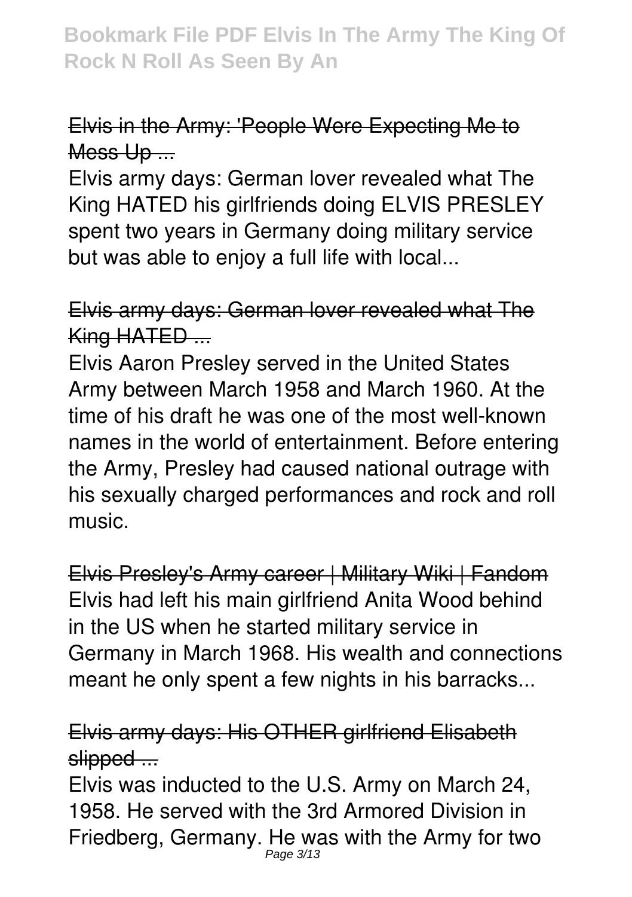Elvis in the Army: 'People Were Expecting Me to Mess Up ...

Elvis army days: German lover revealed what The King HATED his girlfriends doing ELVIS PRESLEY spent two years in Germany doing military service but was able to enjoy a full life with local...

Elvis army days: German lover revealed what The King HATED ...

Elvis Aaron Presley served in the United States Army between March 1958 and March 1960. At the time of his draft he was one of the most well-known names in the world of entertainment. Before entering the Army, Presley had caused national outrage with his sexually charged performances and rock and roll music.

Elvis Presley's Army career | Military Wiki | Fandom

Elvis had left his main girlfriend Anita Wood behind in the US when he started military service in Germany in March 1968. His wealth and connections meant he only spent a few nights in his barracks...

Elvis army days: His OTHER girlfriend Elisabeth slipped ...

Elvis was inducted to the U.S. Army on March 24, 1958. He served with the 3rd Armored Division in Friedberg, Germany. He was with the Army for two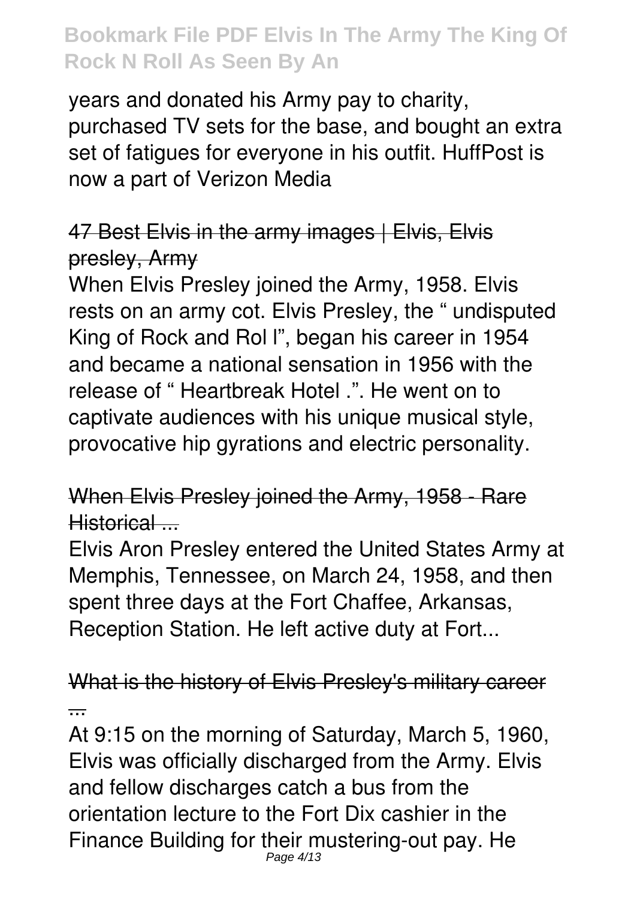years and donated his Army pay to charity, purchased TV sets for the base, and bought an extra set of fatigues for everyone in his outfit. HuffPost is now a part of Verizon Media

## 47 Best Elvis in the army images | Elvis, Elvis presley, Army

When Elvis Presley joined the Army, 1958. Elvis rests on an army cot. Elvis Presley, the " undisputed King of Rock and Rol l", began his career in 1954 and became a national sensation in 1956 with the release of " Heartbreak Hotel .". He went on to captivate audiences with his unique musical style, provocative hip gyrations and electric personality.

## When Elvis Presley joined the Army, 1958 - Rare Historical ...

Elvis Aron Presley entered the United States Army at Memphis, Tennessee, on March 24, 1958, and then spent three days at the Fort Chaffee, Arkansas, Reception Station. He left active duty at Fort...

## What is the history of Elvis Presley's military career ...

At 9:15 on the morning of Saturday, March 5, 1960, Elvis was officially discharged from the Army. Elvis and fellow discharges catch a bus from the orientation lecture to the Fort Dix cashier in the Finance Building for their mustering-out pay. He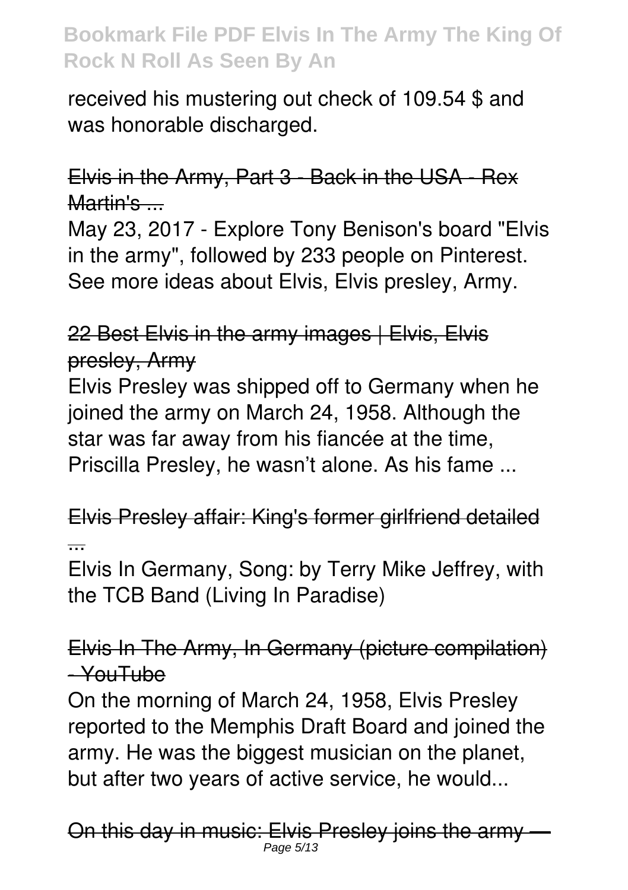received his mustering out check of 109.54 $ and was honorable discharged.

Elvis in the Army, Part 3 - Back in the USA - Rex Martin's ...

May 23, 2017 - Explore Tony Benison's board "Elvis in the army", followed by 233 people on Pinterest. See more ideas about Elvis, Elvis presley, Army.

22 Best Elvis in the army images | Elvis, Elvis presley, Army

Elvis Presley was shipped off to Germany when he joined the army on March 24, 1958. Although the star was far away from his fiancée at the time, Priscilla Presley, he wasn't alone. As his fame ...

Elvis Presley affair: King's former girlfriend detailed ...

Elvis In Germany, Song: by Terry Mike Jeffrey, with the TCB Band (Living In Paradise)

Elvis In The Army, In Germany (picture compilation) - YouTube

On the morning of March 24, 1958, Elvis Presley reported to the Memphis Draft Board and joined the army. He was the biggest musician on the planet, but after two years of active service, he would...

On this day in music: Elvis Presley joins the army —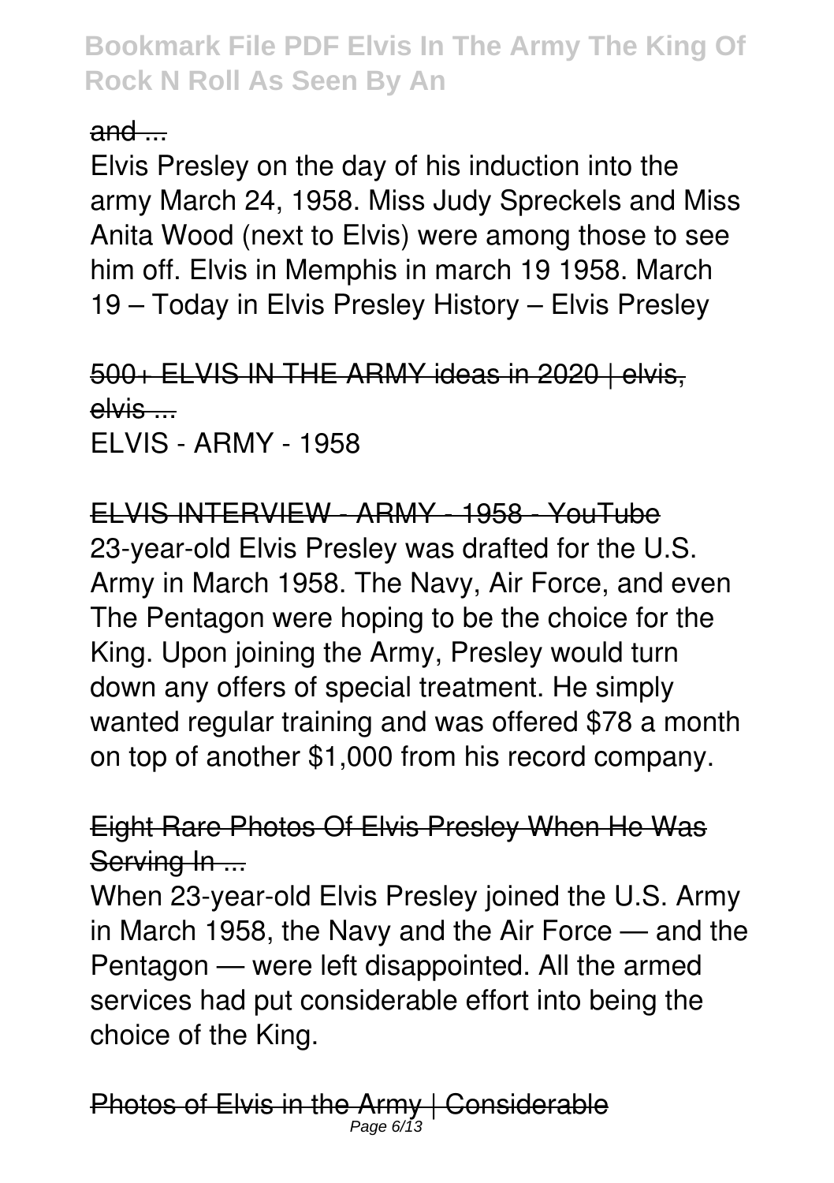and ...

Elvis Presley on the day of his induction into the army March 24, 1958. Miss Judy Spreckels and Miss Anita Wood (next to Elvis) were among those to see him off. Elvis in Memphis in march 19 1958. March 19 – Today in Elvis Presley History – Elvis Presley

500+ ELVIS IN THE ARMY ideas in 2020 | elvis, elvis ...

ELVIS - ARMY - 1958

ELVIS INTERVIEW - ARMY - 1958 - YouTube

23-year-old Elvis Presley was drafted for the U.S. Army in March 1958. The Navy, Air Force, and even The Pentagon were hoping to be the choice for the King. Upon joining the Army, Presley would turn down any offers of special treatment. He simply wanted regular training and was offered $78 a month on top of another $1,000 from his record company.

Eight Rare Photos Of Elvis Presley When He Was Serving In ...

When 23-year-old Elvis Presley joined the U.S. Army in March 1958, the Navy and the Air Force — and the Pentagon — were left disappointed. All the armed services had put considerable effort into being the choice of the King.

Photos of Elvis in the Army | Considerable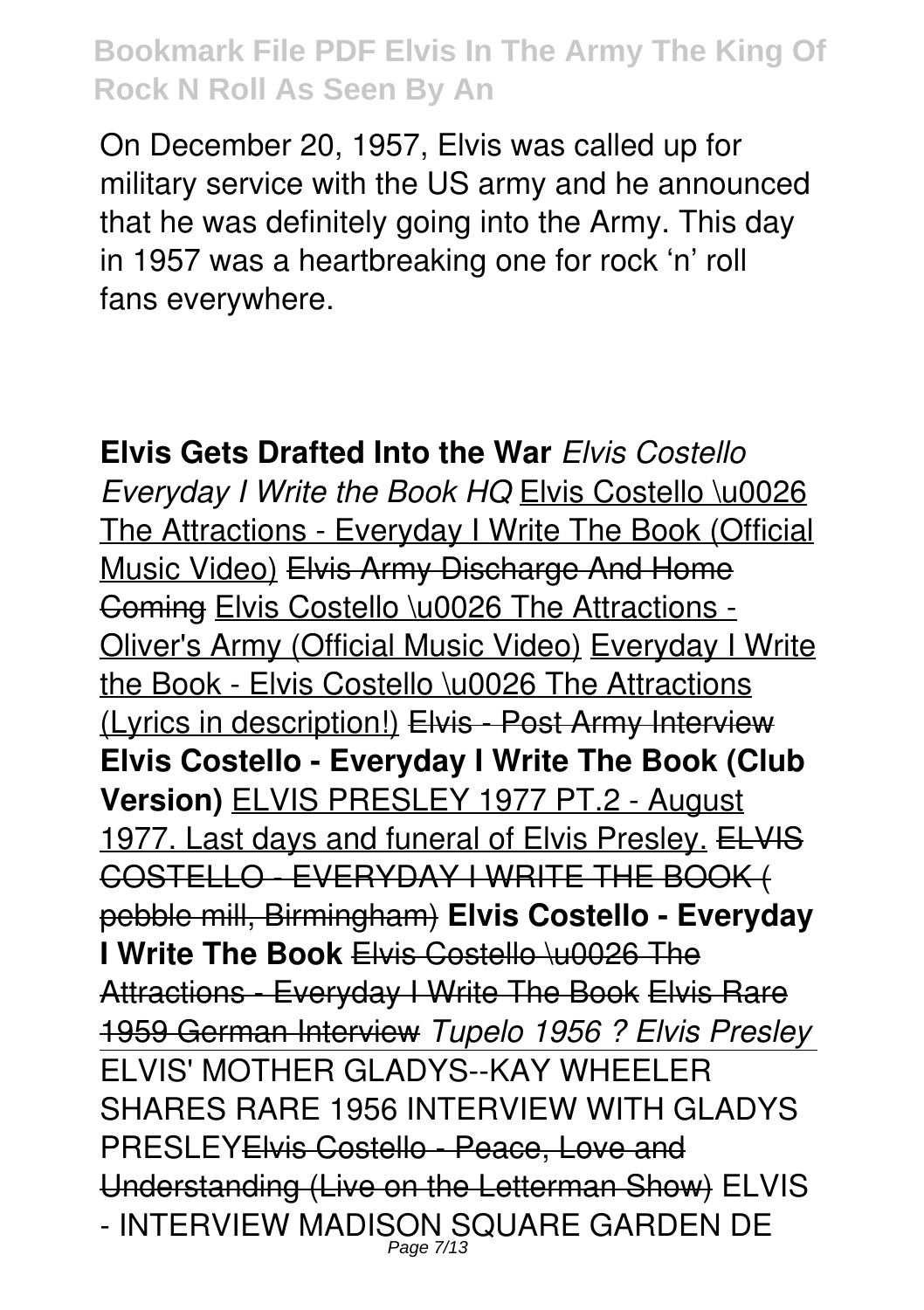On December 20, 1957, Elvis was called up for military service with the US army and he announced that he was definitely going into the Army. This day in 1957 was a heartbreaking one for rock 'n' roll fans everywhere.

**Elvis Gets Drafted Into the War** *Elvis Costello Everyday I Write the Book HQ* Elvis Costello \u0026 The Attractions - Everyday I Write The Book (Official Music Video) ~~Elvis Army Discharge And Home Coming~~ Elvis Costello \u0026 The Attractions - Oliver's Army (Official Music Video) Everyday I Write the Book - Elvis Costello \u0026 The Attractions (Lyrics in description!) ~~Elvis - Post Army Interview~~ **Elvis Costello - Everyday I Write The Book (Club Version)** ELVIS PRESLEY 1977 PT.2 - August 1977. Last days and funeral of Elvis Presley. ~~ELVIS COSTELLO - EVERYDAY I WRITE THE BOOK ( pebble mill, Birmingham)~~ **Elvis Costello - Everyday I Write The Book** ~~Elvis Costello \u0026 The Attractions - Everyday I Write The Book~~ ~~Elvis Rare 1959 German Interview~~ *Tupelo 1956 ? Elvis Presley* ELVIS' MOTHER GLADYS--KAY WHEELER SHARES RARE 1956 INTERVIEW WITH GLADYS PRESLEY~~Elvis Costello - Peace, Love and Understanding (Live on the Letterman Show)~~ ELVIS - INTERVIEW MADISON SQUARE GARDEN DE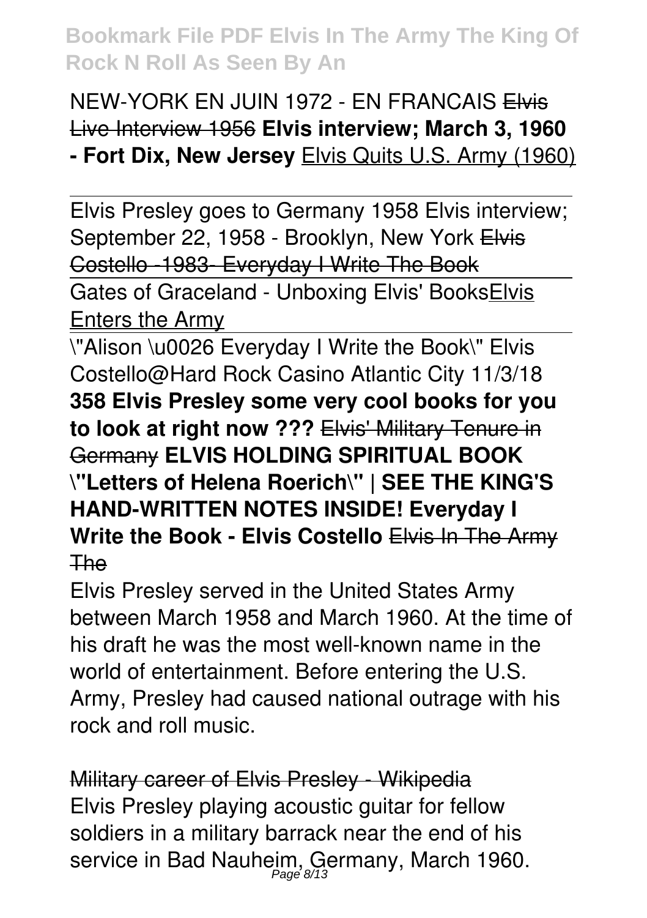NEW-YORK EN JUIN 1972 - EN FRANCAIS ~~Elvis Live Interview 1956~~ **Elvis interview; March 3, 1960 - Fort Dix, New Jersey** Elvis Quits U.S. Army (1960)

---

Elvis Presley goes to Germany 1958 Elvis interview; September 22, 1958 - Brooklyn, New York ~~Elvis Costello -1983- Everyday I Write The Book~~

---

Gates of Graceland - Unboxing Elvis' BooksElvis Enters the Army

---

"Alison \u0026 Everyday I Write the Book" Elvis Costello@Hard Rock Casino Atlantic City 11/3/18 **358 Elvis Presley some very cool books for you to look at right now ???** ~~Elvis' Military Tenure in Germany~~ **ELVIS HOLDING SPIRITUAL BOOK "Letters of Helena Roerich" | SEE THE KING'S HAND-WRITTEN NOTES INSIDE! Everyday I Write the Book - Elvis Costello** ~~Elvis In The Army The~~

Elvis Presley served in the United States Army between March 1958 and March 1960. At the time of his draft he was the most well-known name in the world of entertainment. Before entering the U.S. Army, Presley had caused national outrage with his rock and roll music.

~~Military career of Elvis Presley - Wikipedia~~

Elvis Presley playing acoustic guitar for fellow soldiers in a military barrack near the end of his service in Bad Nauheim, Germany, March 1960.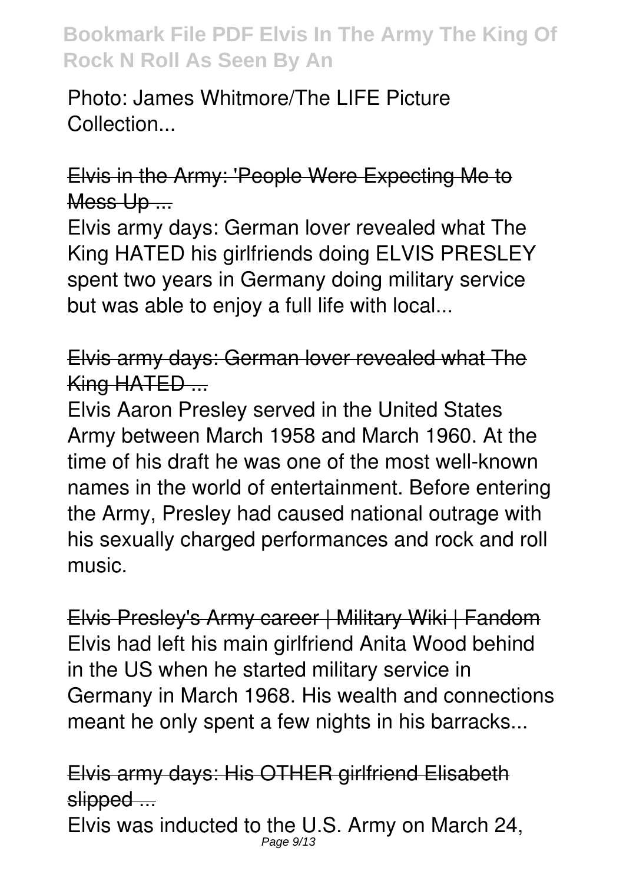Photo: James Whitmore/The LIFE Picture Collection...

Elvis in the Army: 'People Were Expecting Me to Mess Up ...

Elvis army days: German lover revealed what The King HATED his girlfriends doing ELVIS PRESLEY spent two years in Germany doing military service but was able to enjoy a full life with local...

Elvis army days: German lover revealed what The King HATED ...

Elvis Aaron Presley served in the United States Army between March 1958 and March 1960. At the time of his draft he was one of the most well-known names in the world of entertainment. Before entering the Army, Presley had caused national outrage with his sexually charged performances and rock and roll music.

Elvis Presley's Army career | Military Wiki | Fandom

Elvis had left his main girlfriend Anita Wood behind in the US when he started military service in Germany in March 1968. His wealth and connections meant he only spent a few nights in his barracks...

Elvis army days: His OTHER girlfriend Elisabeth slipped ...

Elvis was inducted to the U.S. Army on March 24,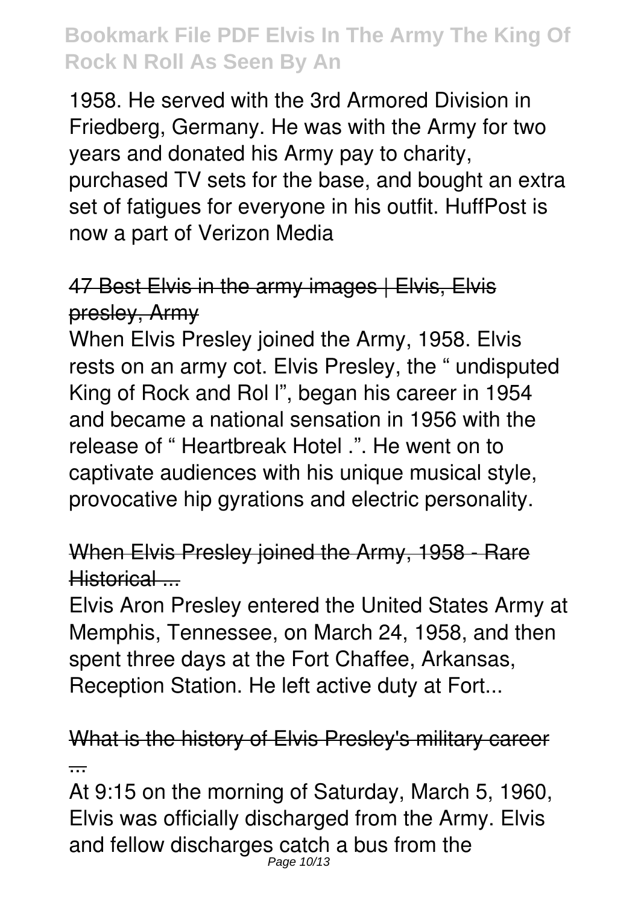1958. He served with the 3rd Armored Division in Friedberg, Germany. He was with the Army for two years and donated his Army pay to charity, purchased TV sets for the base, and bought an extra set of fatigues for everyone in his outfit. HuffPost is now a part of Verizon Media

## 47 Best Elvis in the army images | Elvis, Elvis presley, Army

When Elvis Presley joined the Army, 1958. Elvis rests on an army cot. Elvis Presley, the " undisputed King of Rock and Rol l", began his career in 1954 and became a national sensation in 1956 with the release of " Heartbreak Hotel .". He went on to captivate audiences with his unique musical style, provocative hip gyrations and electric personality.

## When Elvis Presley joined the Army, 1958 - Rare Historical ...

Elvis Aron Presley entered the United States Army at Memphis, Tennessee, on March 24, 1958, and then spent three days at the Fort Chaffee, Arkansas, Reception Station. He left active duty at Fort...

## What is the history of Elvis Presley's military career ...

At 9:15 on the morning of Saturday, March 5, 1960, Elvis was officially discharged from the Army. Elvis and fellow discharges catch a bus from the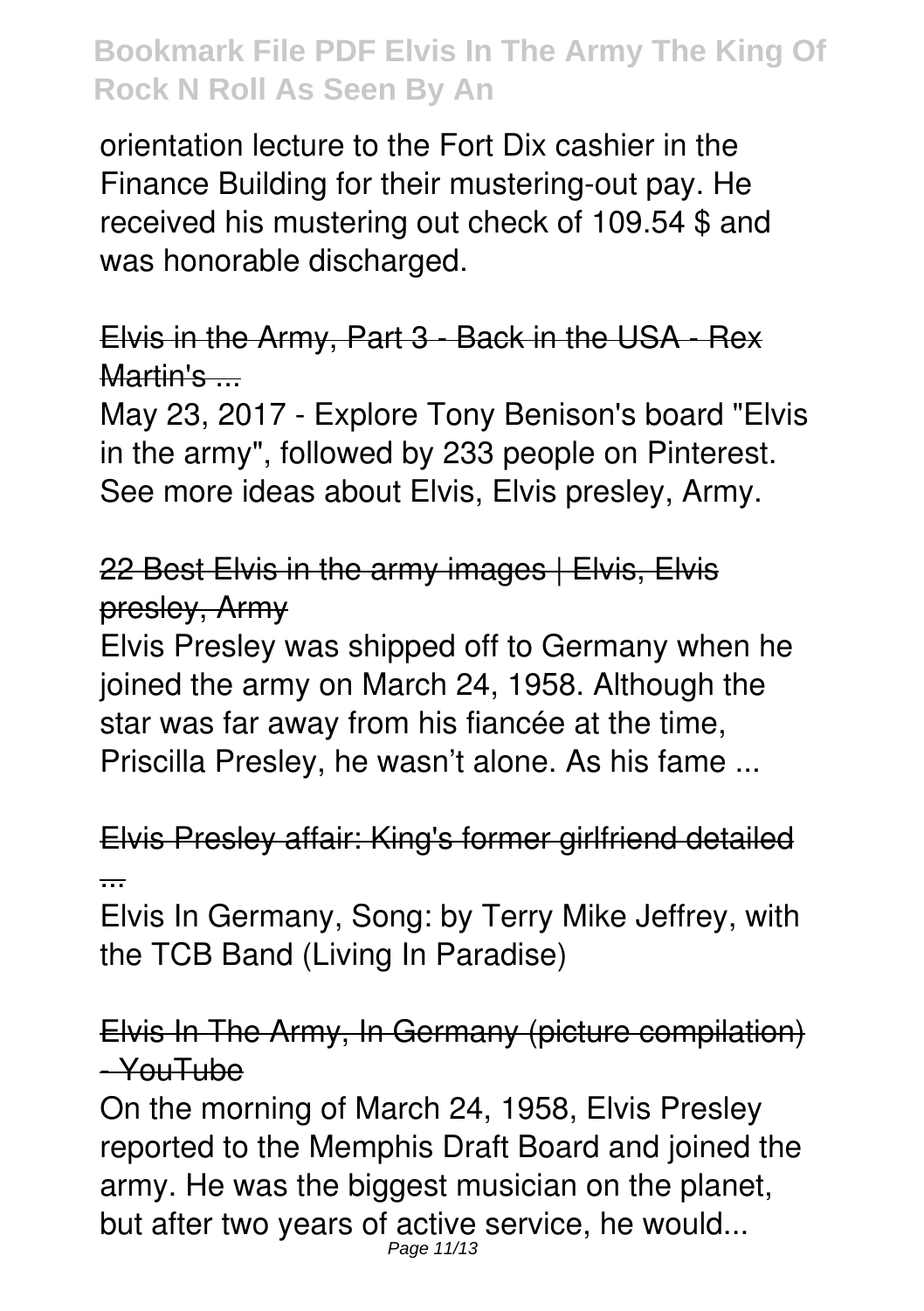orientation lecture to the Fort Dix cashier in the Finance Building for their mustering-out pay. He received his mustering out check of 109.54 $ and was honorable discharged.

### Elvis in the Army, Part 3 - Back in the USA - Rex Martin's ...

May 23, 2017 - Explore Tony Benison's board "Elvis in the army", followed by 233 people on Pinterest. See more ideas about Elvis, Elvis presley, Army.

### 22 Best Elvis in the army images | Elvis, Elvis presley, Army

Elvis Presley was shipped off to Germany when he joined the army on March 24, 1958. Although the star was far away from his fiancée at the time, Priscilla Presley, he wasn't alone. As his fame ...

### Elvis Presley affair: King's former girlfriend detailed ...

Elvis In Germany, Song: by Terry Mike Jeffrey, with the TCB Band (Living In Paradise)

### Elvis In The Army, In Germany (picture compilation) - YouTube

On the morning of March 24, 1958, Elvis Presley reported to the Memphis Draft Board and joined the army. He was the biggest musician on the planet, but after two years of active service, he would...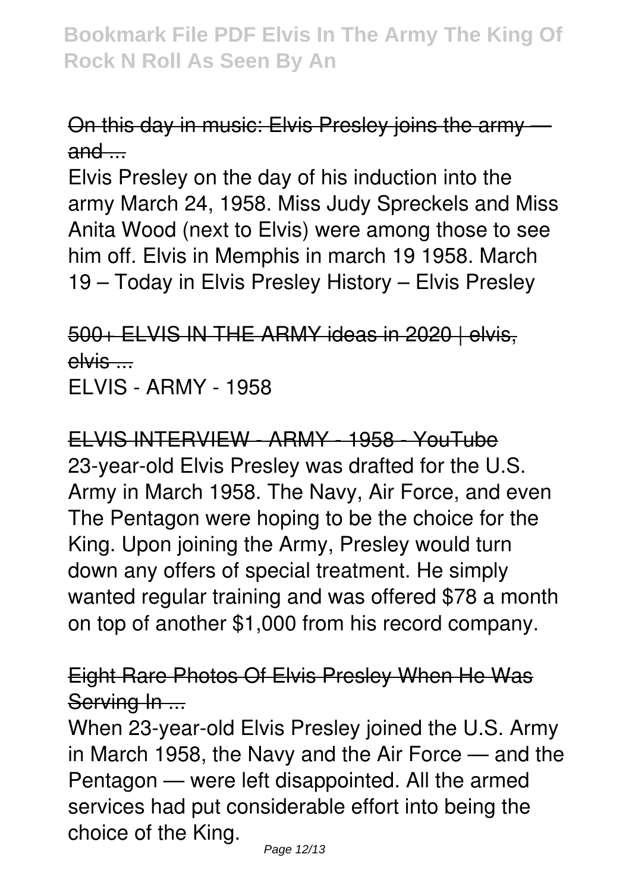On this day in music: Elvis Presley joins the army — and ...

Elvis Presley on the day of his induction into the army March 24, 1958. Miss Judy Spreckels and Miss Anita Wood (next to Elvis) were among those to see him off. Elvis in Memphis in march 19 1958. March 19 – Today in Elvis Presley History – Elvis Presley

500+ ELVIS IN THE ARMY ideas in 2020 | elvis, elvis ...

ELVIS - ARMY - 1958

ELVIS INTERVIEW - ARMY - 1958 - YouTube

23-year-old Elvis Presley was drafted for the U.S. Army in March 1958. The Navy, Air Force, and even The Pentagon were hoping to be the choice for the King. Upon joining the Army, Presley would turn down any offers of special treatment. He simply wanted regular training and was offered $78 a month on top of another $1,000 from his record company.

Eight Rare Photos Of Elvis Presley When He Was Serving In ...

When 23-year-old Elvis Presley joined the U.S. Army in March 1958, the Navy and the Air Force — and the Pentagon — were left disappointed. All the armed services had put considerable effort into being the choice of the King.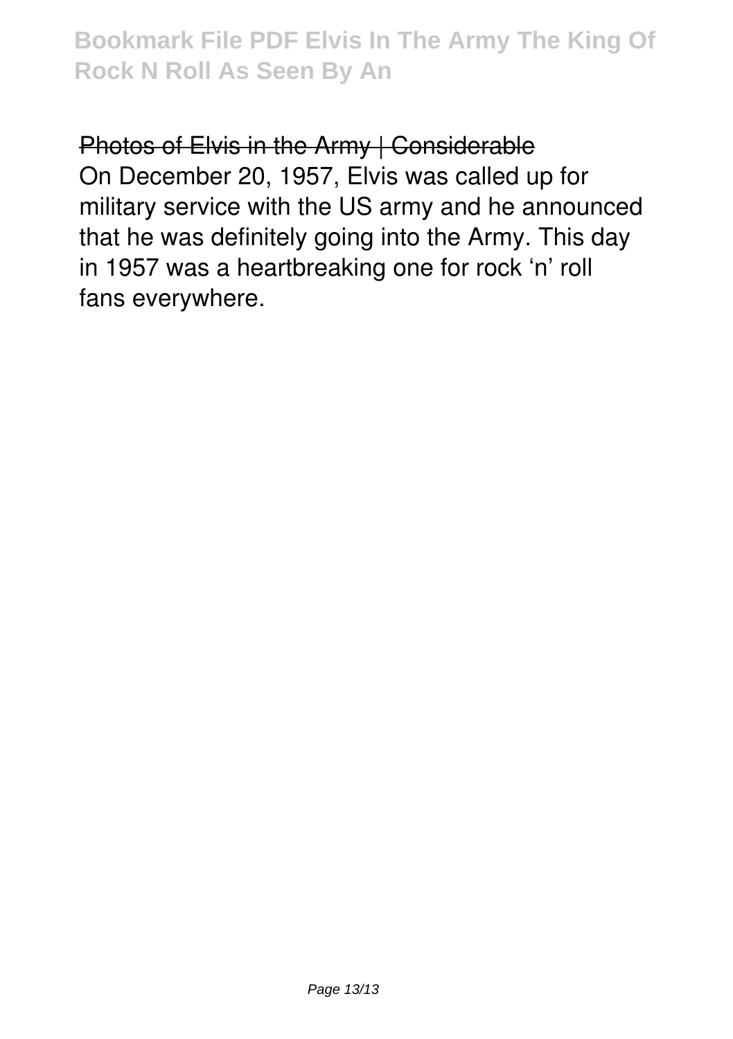~~Photos of Elvis in the Army | Considerable~~

On December 20, 1957, Elvis was called up for military service with the US army and he announced that he was definitely going into the Army. This day in 1957 was a heartbreaking one for rock 'n' roll fans everywhere.